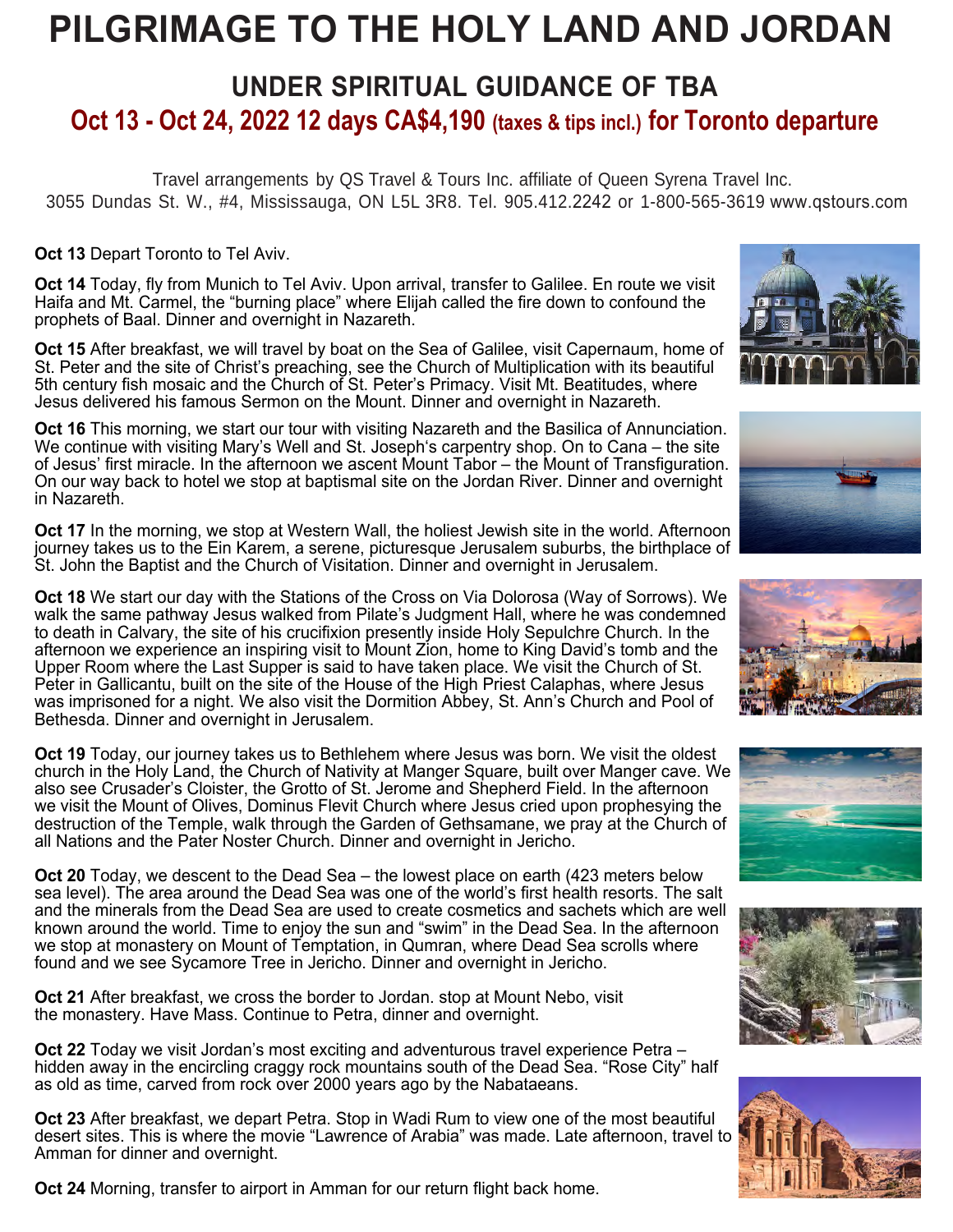# PILGRIMAGE TO THE HOLY LAND AND JORDAN

## UNDER SPIRITUAL GUIDANCE OF TBA

## Oct 13 - Oct 24, 2022 12 days CA$4,190 (taxes & tips incl.) for Toronto departure

Travel arrangements by QS Travel & Tours Inc. affiliate of Queen Syrena Travel Inc.
3055 Dundas St. W., #4, Mississauga, ON L5L 3R8. Tel. 905.412.2242 or 1-800-565-3619 www.qstours.com

**Oct 13** Depart Toronto to Tel Aviv.

**Oct 14** Today, fly from Munich to Tel Aviv. Upon arrival, transfer to Galilee. En route we visit Haifa and Mt. Carmel, the "burning place" where Elijah called the fire down to confound the prophets of Baal. Dinner and overnight in Nazareth.

**Oct 15** After breakfast, we will travel by boat on the Sea of Galilee, visit Capernaum, home of St. Peter and the site of Christ's preaching, see the Church of Multiplication with its beautiful 5th century fish mosaic and the Church of St. Peter's Primacy. Visit Mt. Beatitudes, where Jesus delivered his famous Sermon on the Mount. Dinner and overnight in Nazareth.

**Oct 16** This morning, we start our tour with visiting Nazareth and the Basilica of Annunciation. We continue with visiting Mary's Well and St. Joseph's carpentry shop. On to Cana – the site of Jesus' first miracle. In the afternoon we ascent Mount Tabor – the Mount of Transfiguration. On our way back to hotel we stop at baptismal site on the Jordan River. Dinner and overnight in Nazareth.

**Oct 17** In the morning, we stop at Western Wall, the holiest Jewish site in the world. Afternoon journey takes us to the Ein Karem, a serene, picturesque Jerusalem suburbs, the birthplace of St. John the Baptist and the Church of Visitation. Dinner and overnight in Jerusalem.

**Oct 18** We start our day with the Stations of the Cross on Via Dolorosa (Way of Sorrows). We walk the same pathway Jesus walked from Pilate's Judgment Hall, where he was condemned to death in Calvary, the site of his crucifixion presently inside Holy Sepulchre Church. In the afternoon we experience an inspiring visit to Mount Zion, home to King David's tomb and the Upper Room where the Last Supper is said to have taken place. We visit the Church of St. Peter in Gallicantu, built on the site of the House of the High Priest Calaphas, where Jesus was imprisoned for a night. We also visit the Dormition Abbey, St. Ann's Church and Pool of Bethesda. Dinner and overnight in Jerusalem.

**Oct 19** Today, our journey takes us to Bethlehem where Jesus was born. We visit the oldest church in the Holy Land, the Church of Nativity at Manger Square, built over Manger cave. We also see Crusader's Cloister, the Grotto of St. Jerome and Shepherd Field. In the afternoon we visit the Mount of Olives, Dominus Flevit Church where Jesus cried upon prophesying the destruction of the Temple, walk through the Garden of Gethsamane, we pray at the Church of all Nations and the Pater Noster Church. Dinner and overnight in Jericho.

**Oct 20** Today, we descent to the Dead Sea – the lowest place on earth (423 meters below sea level). The area around the Dead Sea was one of the world's first health resorts. The salt and the minerals from the Dead Sea are used to create cosmetics and sachets which are well known around the world. Time to enjoy the sun and "swim" in the Dead Sea. In the afternoon we stop at monastery on Mount of Temptation, in Qumran, where Dead Sea scrolls where found and we see Sycamore Tree in Jericho. Dinner and overnight in Jericho.

**Oct 21** After breakfast, we cross the border to Jordan. stop at Mount Nebo, visit the monastery. Have Mass. Continue to Petra, dinner and overnight.

**Oct 22** Today we visit Jordan's most exciting and adventurous travel experience Petra – hidden away in the encircling craggy rock mountains south of the Dead Sea. "Rose City" half as old as time, carved from rock over 2000 years ago by the Nabataeans.

**Oct 23** After breakfast, we depart Petra. Stop in Wadi Rum to view one of the most beautiful desert sites. This is where the movie "Lawrence of Arabia" was made. Late afternoon, travel to Amman for dinner and overnight.

**Oct 24** Morning, transfer to airport in Amman for our return flight back home.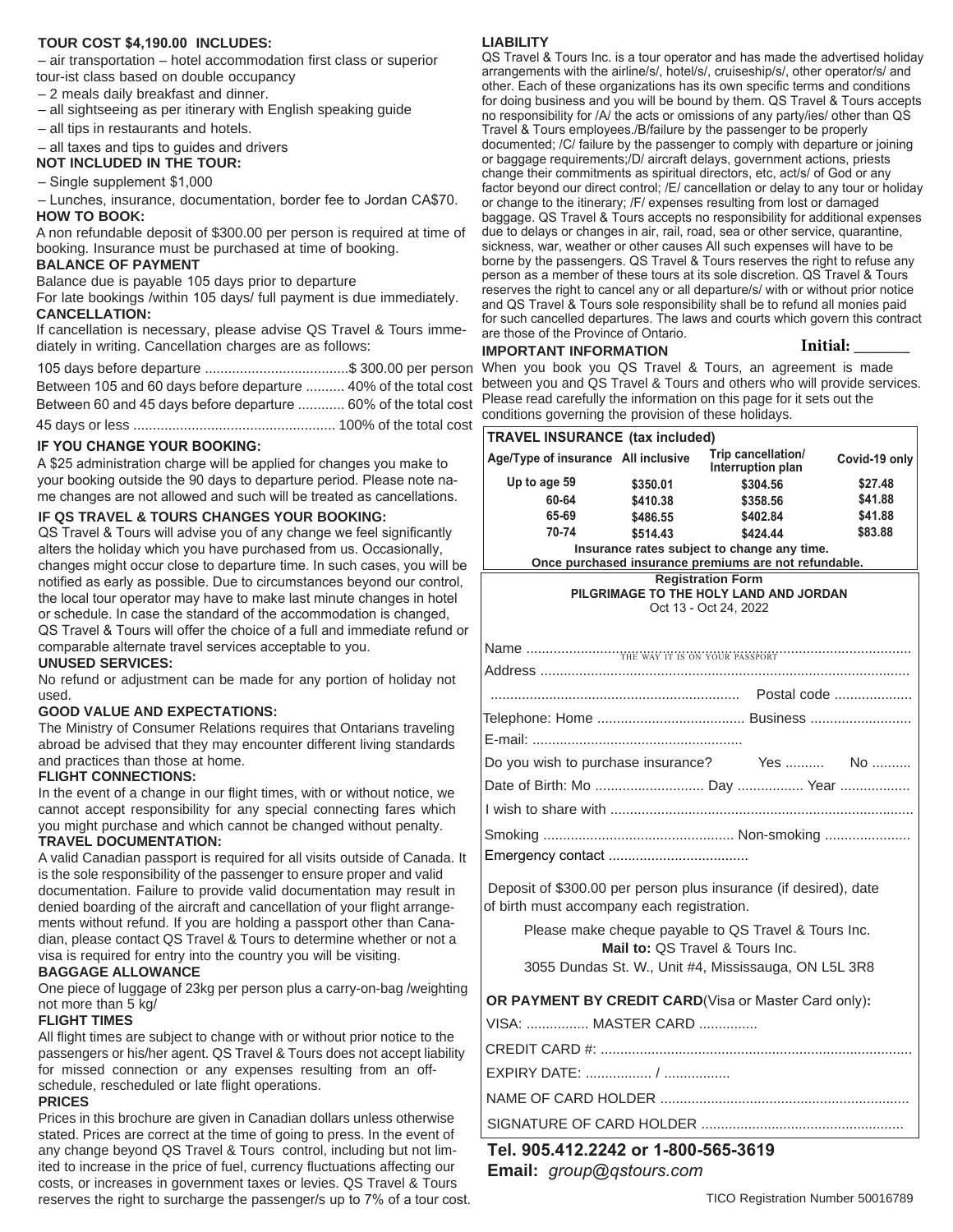**TOUR COST $4,190.00 INCLUDES:**

– air transportation – hotel accommodation first class or superior tour-ist class based on double occupancy
– 2 meals daily breakfast and dinner.
– all sightseeing as per itinerary with English speaking guide
– all tips in restaurants and hotels.
– all taxes and tips to guides and drivers

**NOT INCLUDED IN THE TOUR:**

– Single supplement $1,000
– Lunches, insurance, documentation, border fee to Jordan CA$70.

**HOW TO BOOK:**

A non refundable deposit of $300.00 per person is required at time of booking. Insurance must be purchased at time of booking.

**BALANCE OF PAYMENT**

Balance due is payable 105 days prior to departure
For late bookings /within 105 days/ full payment is due immediately.

**CANCELLATION:**

If cancellation is necessary, please advise QS Travel & Tours immediately in writing. Cancellation charges are as follows:

105 days before departure ..................................... $ 300.00 per person
Between 105 and 60 days before departure .......... 40% of the total cost
Between 60 and 45 days before departure ............ 60% of the total cost
45 days or less .................................................... 100% of the total cost

**IF YOU CHANGE YOUR BOOKING:**

A $25 administration charge will be applied for changes you make to your booking outside the 90 days to departure period. Please note name changes are not allowed and such will be treated as cancellations.

**IF QS TRAVEL & TOURS CHANGES YOUR BOOKING:**

QS Travel & Tours will advise you of any change we feel significantly alters the holiday which you have purchased from us. Occasionally, changes might occur close to departure time. In such cases, you will be notified as early as possible. Due to circumstances beyond our control, the local tour operator may have to make last minute changes in hotel or schedule. In case the standard of the accommodation is changed, QS Travel & Tours will offer the choice of a full and immediate refund or comparable alternate travel services acceptable to you.

**UNUSED SERVICES:**

No refund or adjustment can be made for any portion of holiday not used.

**GOOD VALUE AND EXPECTATIONS:**

The Ministry of Consumer Relations requires that Ontarians traveling abroad be advised that they may encounter different living standards and practices than those at home.

**FLIGHT CONNECTIONS:**

In the event of a change in our flight times, with or without notice, we cannot accept responsibility for any special connecting fares which you might purchase and which cannot be changed without penalty.

**TRAVEL DOCUMENTATION:**

A valid Canadian passport is required for all visits outside of Canada. It is the sole responsibility of the passenger to ensure proper and valid documentation. Failure to provide valid documentation may result in denied boarding of the aircraft and cancellation of your flight arrangements without refund. If you are holding a passport other than Canadian, please contact QS Travel & Tours to determine whether or not a visa is required for entry into the country you will be visiting.

**BAGGAGE ALLOWANCE**

One piece of luggage of 23kg per person plus a carry-on-bag /weighting not more than 5 kg/

**FLIGHT TIMES**

All flight times are subject to change with or without prior notice to the passengers or his/her agent. QS Travel & Tours does not accept liability for missed connection or any expenses resulting from an off-schedule, rescheduled or late flight operations.

**PRICES**

Prices in this brochure are given in Canadian dollars unless otherwise stated. Prices are correct at the time of going to press. In the event of any change beyond QS Travel & Tours control, including but not limited to increase in the price of fuel, currency fluctuations affecting our costs, or increases in government taxes or levies. QS Travel & Tours reserves the right to surcharge the passenger/s up to 7% of a tour cost.

**LIABILITY**

QS Travel & Tours Inc. is a tour operator and has made the advertised holiday arrangements with the airline/s/, hotel/s/, cruiseship/s/, other operator/s/ and other. Each of these organizations has its own specific terms and conditions for doing business and you will be bound by them. QS Travel & Tours accepts no responsibility for /A/ the acts or omissions of any party/ies/ other than QS Travel & Tours employees./B/failure by the passenger to be properly documented; /C/ failure by the passenger to comply with departure or joining or baggage requirements;/D/ aircraft delays, government actions, priests change their commitments as spiritual directors, etc, act/s/ of God or any factor beyond our direct control; /E/ cancellation or delay to any tour or holiday or change to the itinerary; /F/ expenses resulting from lost or damaged baggage. QS Travel & Tours accepts no responsibility for additional expenses due to delays or changes in air, rail, road, sea or other service, quarantine, sickness, war, weather or other causes All such expenses will have to be borne by the passengers. QS Travel & Tours reserves the right to refuse any person as a member of these tours at its sole discretion. QS Travel & Tours reserves the right to cancel any or all departure/s/ with or without prior notice and QS Travel & Tours sole responsibility shall be to refund all monies paid for such cancelled departures. The laws and courts which govern this contract are those of the Province of Ontario.

**Initial:** _______

**IMPORTANT INFORMATION**

When you book you QS Travel & Tours, an agreement is made between you and QS Travel & Tours and others who will provide services. Please read carefully the information on this page for it sets out the conditions governing the provision of these holidays.

**TRAVEL INSURANCE (tax included)**

| Age/Type of insurance | All inclusive | Trip cancellation/ Interruption plan | Covid-19 only |
|---|---|---|---|
| Up to age 59 | $350.01 | $304.56 | $27.48 |
| 60-64 | $410.38 | $358.56 | $41.88 |
| 65-69 | $486.55 | $402.84 | $41.88 |
| 70-74 | $514.43 | $424.44 | $83.88 |

**Insurance rates subject to change any time.**
**Once purchased insurance premiums are not refundable.**

**Registration Form**
**PILGRIMAGE TO THE HOLY LAND AND JORDAN**
Oct 13 - Oct 24, 2022

Name ............................................................................................ (THE WAY IT IS ON YOUR PASSPORT)
Address ..........................................................................................
................................................................ Postal code ....................
Telephone: Home ...................................... Business ..........................
E-mail: ......................................................
Do you wish to purchase insurance? Yes .......... No ..........
Date of Birth: Mo ............................ Day ................. Year ..................
I wish to share with .............................................................................
Smoking ................................................. Non-smoking ......................
Emergency contact ....................................

Deposit of $300.00 per person plus insurance (if desired), date of birth must accompany each registration.

Please make cheque payable to QS Travel & Tours Inc.
**Mail to:** QS Travel & Tours Inc.
3055 Dundas St. W., Unit #4, Mississauga, ON L5L 3R8

**OR PAYMENT BY CREDIT CARD**(Visa or Master Card only)**:**

VISA: ................ MASTER CARD ...............
CREDIT CARD #: ..............................................................................
EXPIRY DATE: ................. / .................
NAME OF CARD HOLDER ................................................................
SIGNATURE OF CARD HOLDER ....................................................

**Tel. 905.412.2242 or 1-800-565-3619**
**Email:** *group@qstours.com*

TICO Registration Number 50016789